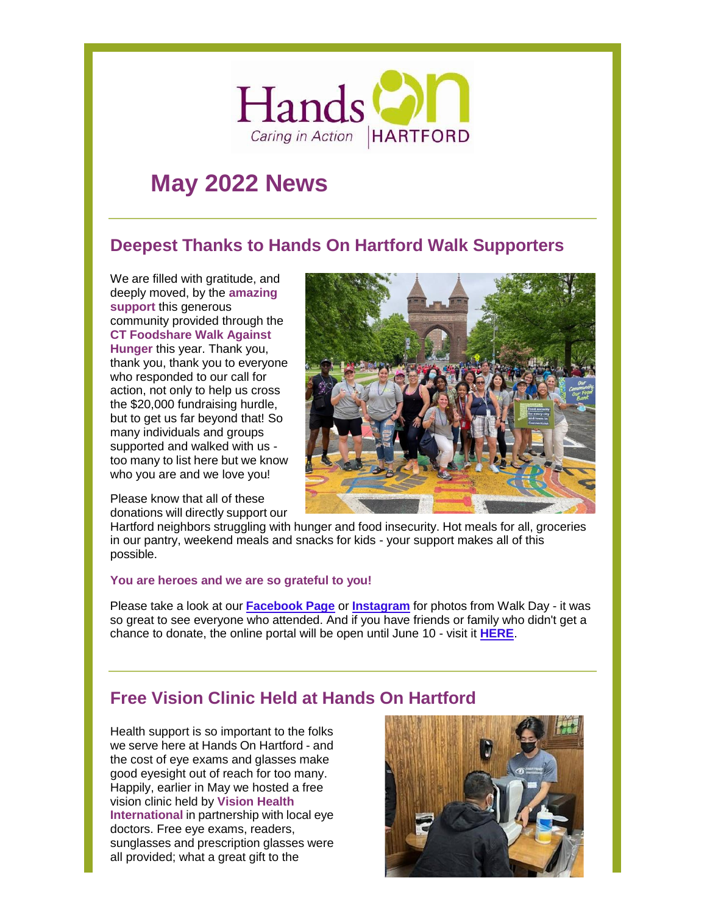# May 2022 News

## Deepest Thanks to Hands On Hartford Walk Supporters

We are filled with gratitude, and deeply moved, by the **amazing support** this generous community provided through the **CT Foodshare Walk Against Hunger** this year. Thank you, thank you, thank you to everyone who responded to our call for action, not only to help us cross the $20,000 fundraising hurdle, but to get us far beyond that! So many individuals and groups supported and walked with us - too many to list here but we know who you are and we love you!

Please know that all of these donations will directly support our Hartford neighbors struggling with hunger and food insecurity. Hot meals for all, groceries in our pantry, weekend meals and snacks for kids - your support makes all of this possible.

**You are heroes and we are so grateful to you!**

Please take a look at our **Facebook Page** or **Instagram** for photos from Walk Day - it was so great to see everyone who attended. And if you have friends or family who didn't get a chance to donate, the online portal will be open until June 10 - visit it **HERE**.

## Free Vision Clinic Held at Hands On Hartford

Health support is so important to the folks we serve here at Hands On Hartford - and the cost of eye exams and glasses make good eyesight out of reach for too many. Happily, earlier in May we hosted a free vision clinic held by **Vision Health International** in partnership with local eye doctors. Free eye exams, readers, sunglasses and prescription glasses were all provided; what a great gift to the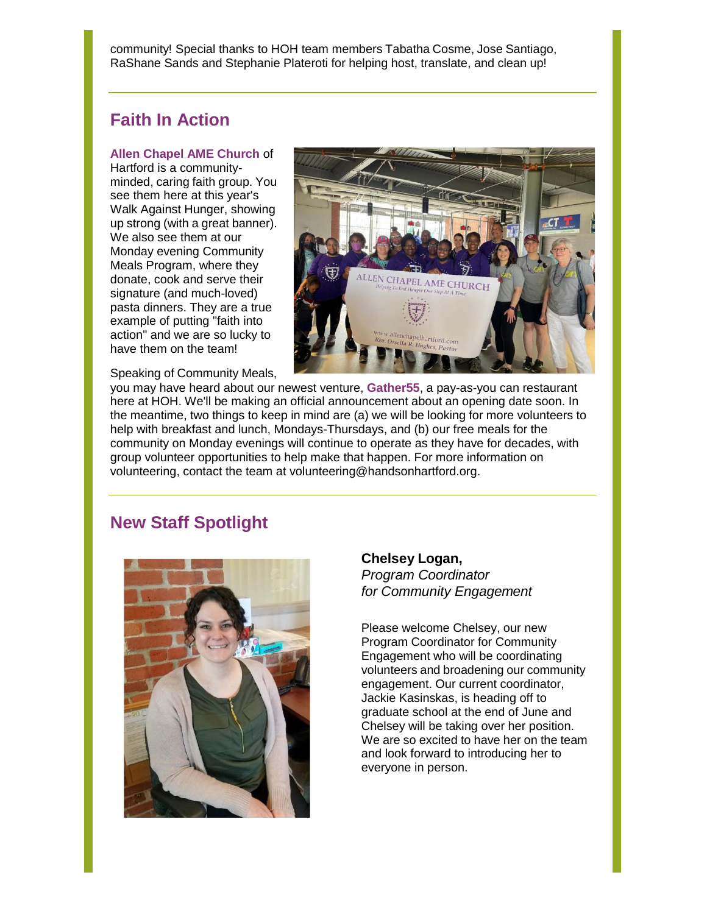community! Special thanks to HOH team members Tabatha Cosme, Jose Santiago, RaShane Sands and Stephanie Plateroti for helping host, translate, and clean up!

## Faith In Action

**Allen Chapel AME Church** of Hartford is a community-minded, caring faith group. You see them here at this year's Walk Against Hunger, showing up strong (with a great banner). We also see them at our Monday evening Community Meals Program, where they donate, cook and serve their signature (and much-loved) pasta dinners. They are a true example of putting "faith into action" and we are so lucky to have them on the team!

Speaking of Community Meals, you may have heard about our newest venture, **Gather55**, a pay-as-you can restaurant here at HOH. We'll be making an official announcement about an opening date soon. In the meantime, two things to keep in mind are (a) we will be looking for more volunteers to help with breakfast and lunch, Mondays-Thursdays, and (b) our free meals for the community on Monday evenings will continue to operate as they have for decades, with group volunteer opportunities to help make that happen. For more information on volunteering, contact the team at volunteering@handsonhartford.org.

## New Staff Spotlight

**Chelsey Logan,**
*Program Coordinator for Community Engagement*

Please welcome Chelsey, our new Program Coordinator for Community Engagement who will be coordinating volunteers and broadening our community engagement. Our current coordinator, Jackie Kasinskas, is heading off to graduate school at the end of June and Chelsey will be taking over her position. We are so excited to have her on the team and look forward to introducing her to everyone in person.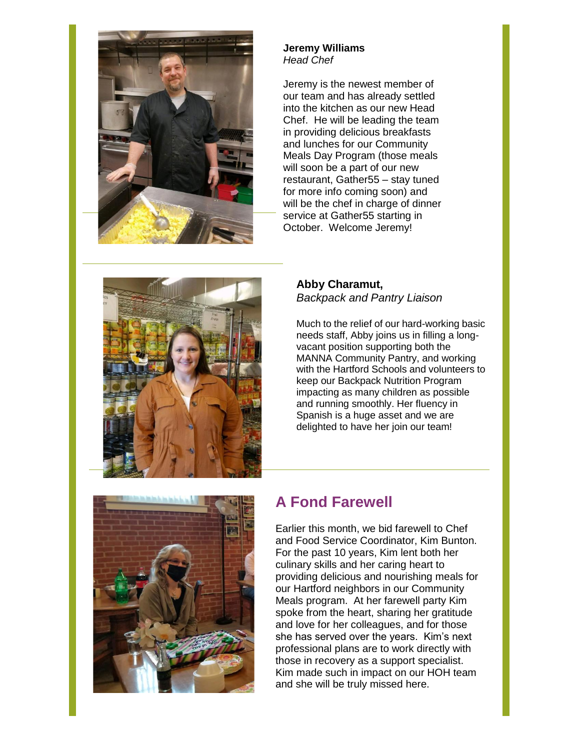**Jeremy Williams**
*Head Chef*

Jeremy is the newest member of our team and has already settled into the kitchen as our new Head Chef. He will be leading the team in providing delicious breakfasts and lunches for our Community Meals Day Program (those meals will soon be a part of our new restaurant, Gather55 – stay tuned for more info coming soon) and will be the chef in charge of dinner service at Gather55 starting in October. Welcome Jeremy!

**Abby Charamut,**
*Backpack and Pantry Liaison*

Much to the relief of our hard-working basic needs staff, Abby joins us in filling a long-vacant position supporting both the MANNA Community Pantry, and working with the Hartford Schools and volunteers to keep our Backpack Nutrition Program impacting as many children as possible and running smoothly. Her fluency in Spanish is a huge asset and we are delighted to have her join our team!

## A Fond Farewell

Earlier this month, we bid farewell to Chef and Food Service Coordinator, Kim Bunton. For the past 10 years, Kim lent both her culinary skills and her caring heart to providing delicious and nourishing meals for our Hartford neighbors in our Community Meals program. At her farewell party Kim spoke from the heart, sharing her gratitude and love for her colleagues, and for those she has served over the years. Kim's next professional plans are to work directly with those in recovery as a support specialist. Kim made such in impact on our HOH team and she will be truly missed here.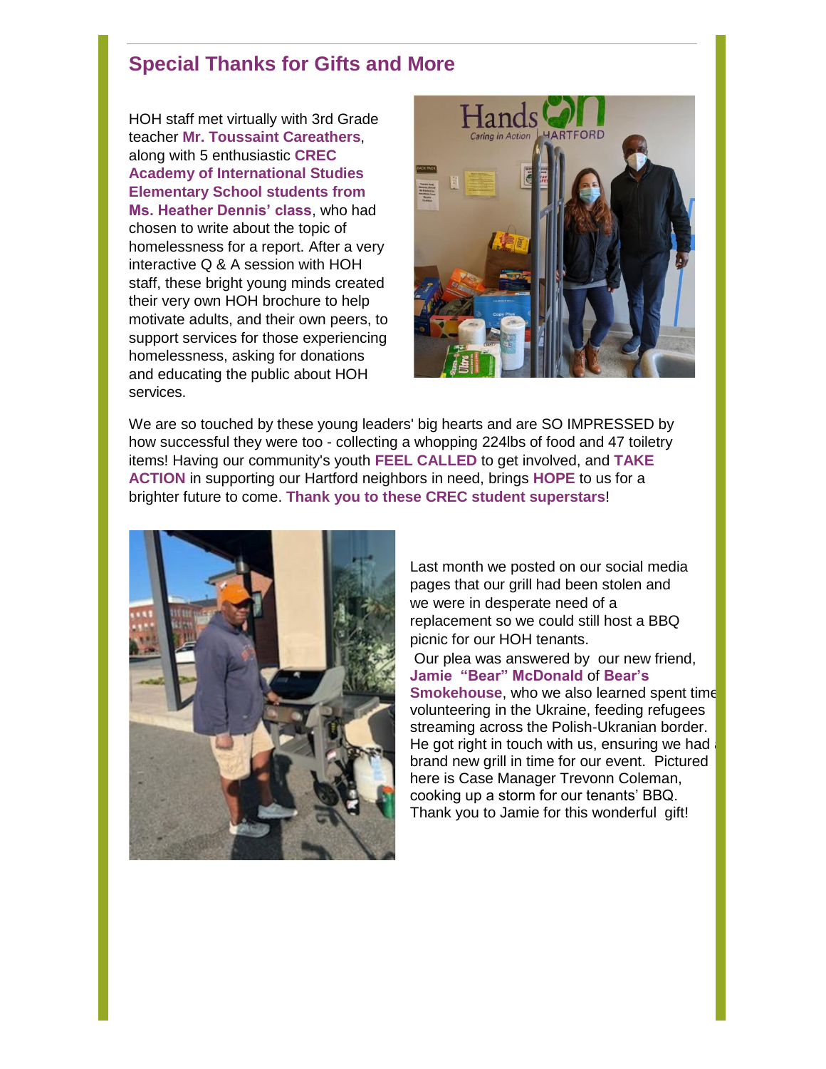## Special Thanks for Gifts and More

HOH staff met virtually with 3rd Grade teacher **Mr. Toussaint Careathers**, along with 5 enthusiastic **CREC Academy of International Studies Elementary School students from Ms. Heather Dennis' class**, who had chosen to write about the topic of homelessness for a report. After a very interactive Q & A session with HOH staff, these bright young minds created their very own HOH brochure to help motivate adults, and their own peers, to support services for those experiencing homelessness, asking for donations and educating the public about HOH services.

We are so touched by these young leaders' big hearts and are SO IMPRESSED by how successful they were too - collecting a whopping 224lbs of food and 47 toiletry items! Having our community's youth **FEEL CALLED** to get involved, and **TAKE ACTION** in supporting our Hartford neighbors in need, brings **HOPE** to us for a brighter future to come. **Thank you to these CREC student superstars**!

Last month we posted on our social media pages that our grill had been stolen and we were in desperate need of a replacement so we could still host a BBQ picnic for our HOH tenants.

Our plea was answered by our new friend, **Jamie "Bear" McDonald** of **Bear's Smokehouse**, who we also learned spent time volunteering in the Ukraine, feeding refugees streaming across the Polish-Ukranian border. He got right in touch with us, ensuring we had a brand new grill in time for our event. Pictured here is Case Manager Trevonn Coleman, cooking up a storm for our tenants' BBQ. Thank you to Jamie for this wonderful gift!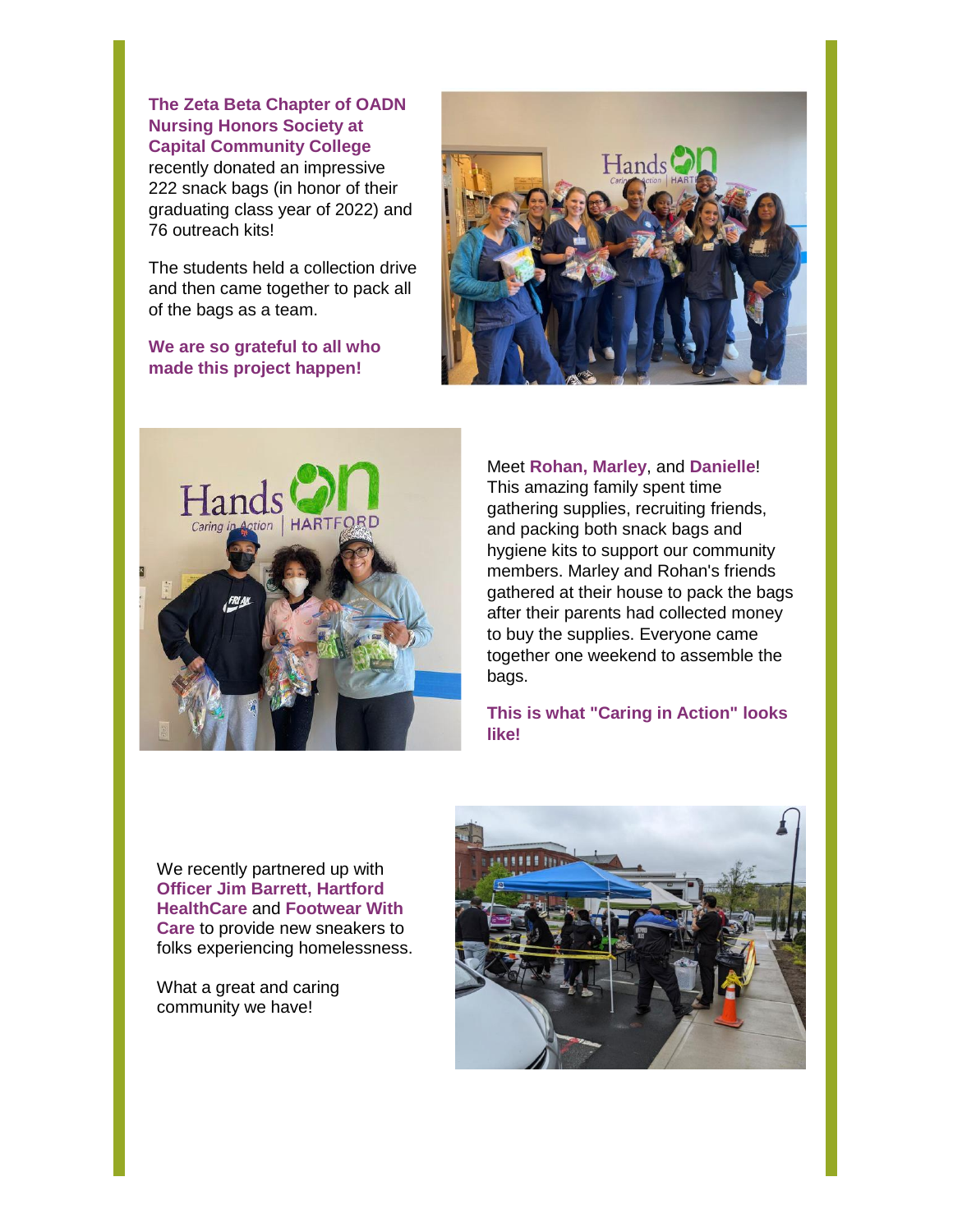**The Zeta Beta Chapter of OADN Nursing Honors Society at Capital Community College** recently donated an impressive 222 snack bags (in honor of their graduating class year of 2022) and 76 outreach kits!

The students held a collection drive and then came together to pack all of the bags as a team.

**We are so grateful to all who made this project happen!**

Meet **Rohan, Marley**, and **Danielle**! This amazing family spent time gathering supplies, recruiting friends, and packing both snack bags and hygiene kits to support our community members. Marley and Rohan's friends gathered at their house to pack the bags after their parents had collected money to buy the supplies. Everyone came together one weekend to assemble the bags.

**This is what "Caring in Action" looks like!**

We recently partnered up with **Officer Jim Barrett, Hartford HealthCare** and **Footwear With Care** to provide new sneakers to folks experiencing homelessness.

What a great and caring community we have!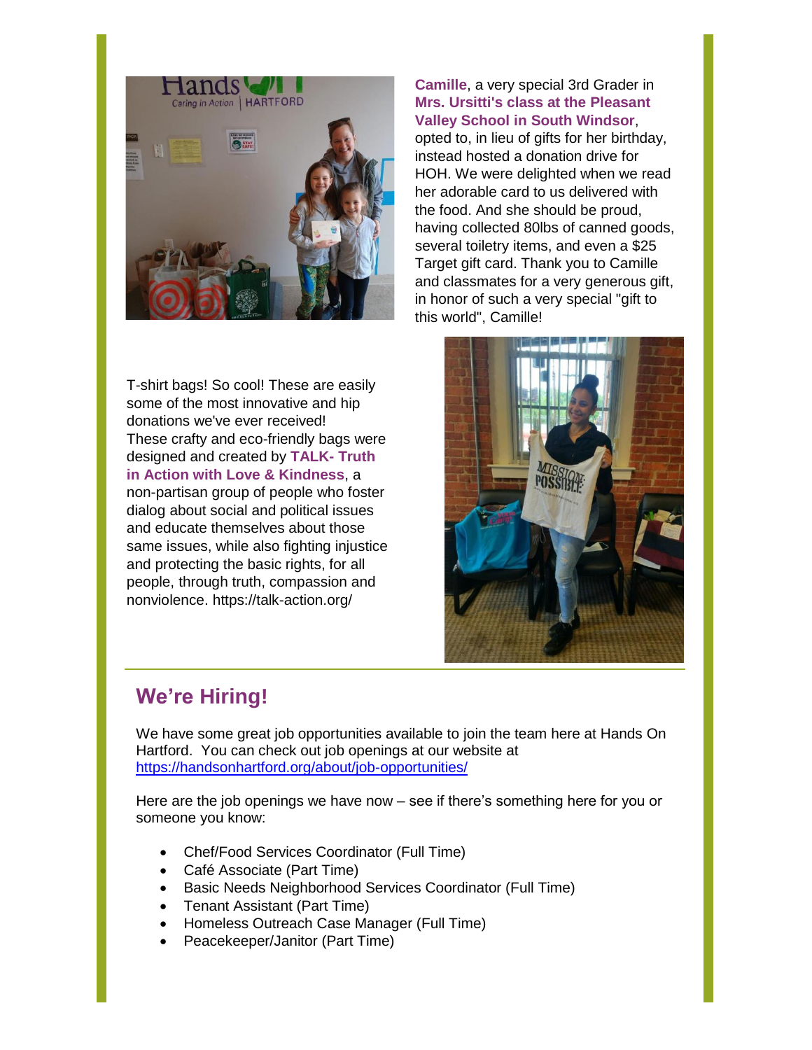**Camille**, a very special 3rd Grader in **Mrs. Ursitti's class at the Pleasant Valley School in South Windsor**, opted to, in lieu of gifts for her birthday, instead hosted a donation drive for HOH. We were delighted when we read her adorable card to us delivered with the food. And she should be proud, having collected 80lbs of canned goods, several toiletry items, and even a $25 Target gift card. Thank you to Camille and classmates for a very generous gift, in honor of such a very special "gift to this world", Camille!

T-shirt bags! So cool! These are easily some of the most innovative and hip donations we've ever received! These crafty and eco-friendly bags were designed and created by **TALK- Truth in Action with Love & Kindness**, a non-partisan group of people who foster dialog about social and political issues and educate themselves about those same issues, while also fighting injustice and protecting the basic rights, for all people, through truth, compassion and nonviolence. https://talk-action.org/

## We're Hiring!

We have some great job opportunities available to join the team here at Hands On Hartford. You can check out job openings at our website at [https://handsonhartford.org/about/job-opportunities/](https://handsonhartford.org/about/job-opportunities/)

Here are the job openings we have now – see if there's something here for you or someone you know:

- Chef/Food Services Coordinator (Full Time)
- Café Associate (Part Time)
- Basic Needs Neighborhood Services Coordinator (Full Time)
- Tenant Assistant (Part Time)
- Homeless Outreach Case Manager (Full Time)
- Peacekeeper/Janitor (Part Time)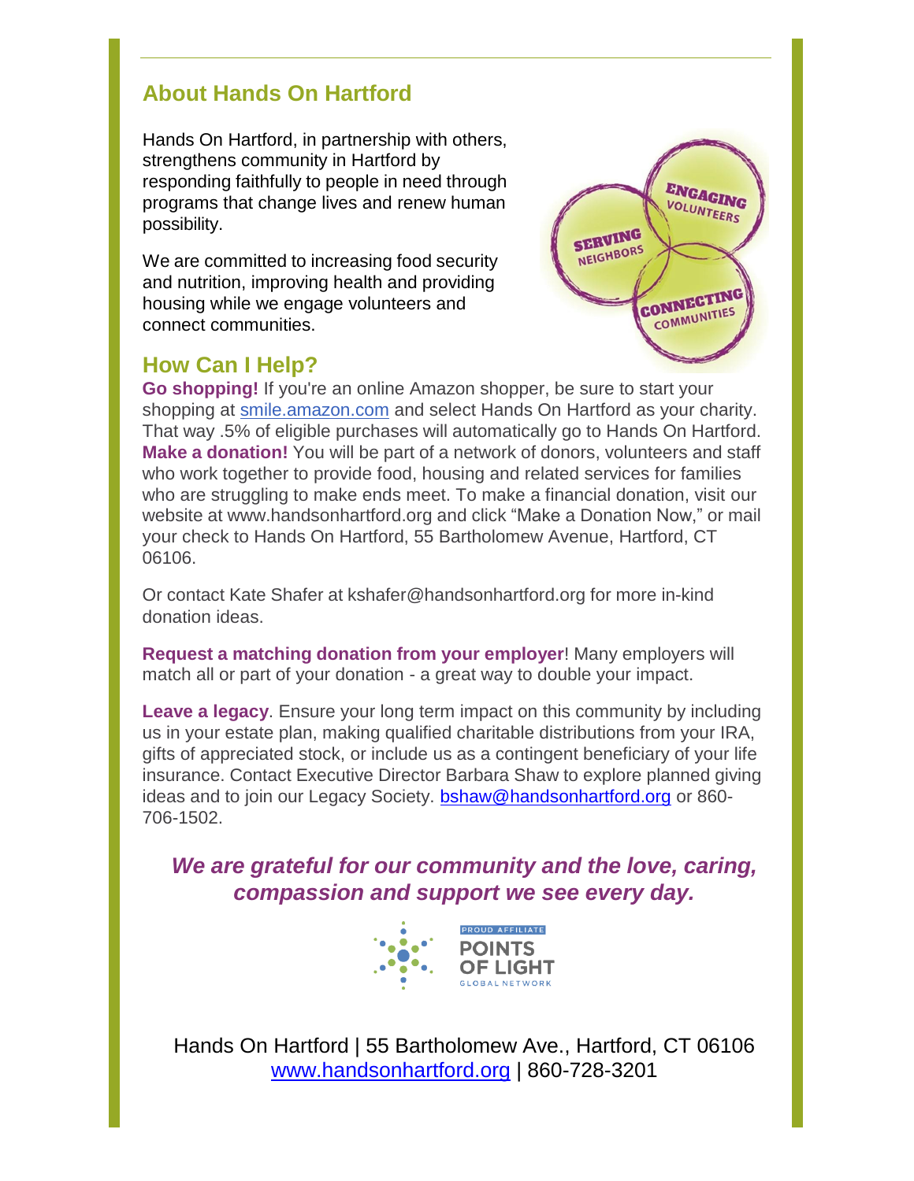## About Hands On Hartford

Hands On Hartford, in partnership with others, strengthens community in Hartford by responding faithfully to people in need through programs that change lives and renew human possibility.

We are committed to increasing food security and nutrition, improving health and providing housing while we engage volunteers and connect communities.

## How Can I Help?

**Go shopping!** If you're an online Amazon shopper, be sure to start your shopping at smile.amazon.com and select Hands On Hartford as your charity. That way .5% of eligible purchases will automatically go to Hands On Hartford. **Make a donation!** You will be part of a network of donors, volunteers and staff who work together to provide food, housing and related services for families who are struggling to make ends meet. To make a financial donation, visit our website at www.handsonhartford.org and click "Make a Donation Now," or mail your check to Hands On Hartford, 55 Bartholomew Avenue, Hartford, CT 06106.

Or contact Kate Shafer at kshafer@handsonhartford.org for more in-kind donation ideas.

**Request a matching donation from your employer**! Many employers will match all or part of your donation - a great way to double your impact.

**Leave a legacy**. Ensure your long term impact on this community by including us in your estate plan, making qualified charitable distributions from your IRA, gifts of appreciated stock, or include us as a contingent beneficiary of your life insurance. Contact Executive Director Barbara Shaw to explore planned giving ideas and to join our Legacy Society. bshaw@handsonhartford.org or 860-706-1502.

***We are grateful for our community and the love, caring, compassion and support we see every day.***

Hands On Hartford | 55 Bartholomew Ave., Hartford, CT 06106
www.handsonhartford.org | 860-728-3201